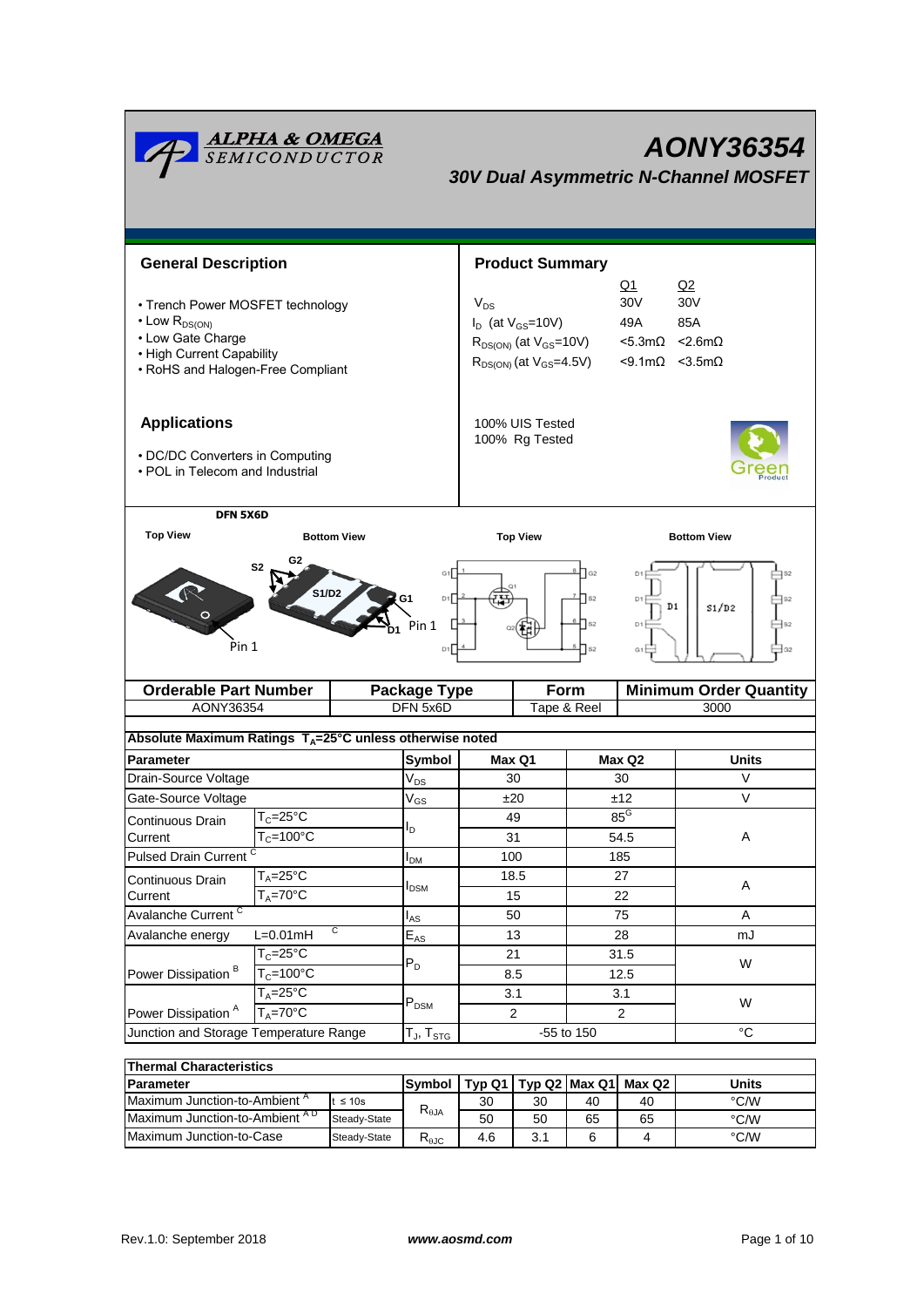# AONY36354

## 30V Dual Asymmetric N-Channel MOSFET

## General Description

- Trench Power MOSFET technology
- Low $R_{DS(ON)}$
- Low Gate Charge
- High Current Capability
- RoHS and Halogen-Free Compliant

## Product Summary

| | Q1 | Q2 |
|---|---|---|
| $V_{DS}$ | 30V | 30V |
| $I_D$ (at $V_{GS}$=10V) | 49A | 85A |
| $R_{DS(ON)}$ (at $V_{GS}$=10V) | <5.3mΩ | <2.6mΩ |
| $R_{DS(ON)}$ (at $V_{GS}$=4.5V) | <9.1mΩ | <3.5mΩ |

100% UIS Tested
100% Rg Tested

## Applications

- DC/DC Converters in Computing
- POL in Telecom and Industrial

DFN 5X6D

Top View | Bottom View | Top View | Bottom View

| Orderable Part Number | Package Type | Form | Minimum Order Quantity |
|---|---|---|---|
| AONY36354 | DFN 5x6D | Tape & Reel | 3000 |

**Absolute Maximum Ratings $T_A$=25°C unless otherwise noted**

| Parameter | | Symbol | Max Q1 | Max Q2 | Units |
|---|---|---|---|---|---|
| Drain-Source Voltage | | $V_{DS}$ | 30 | 30 | V |
| Gate-Source Voltage | | $V_{GS}$ | ±20 | ±12 | V |
| Continuous Drain Current | $T_C$=25°C | $I_D$ | 49 | 85[G] | A |
| | $T_C$=100°C | | 31 | 54.5 | |
| Pulsed Drain Current [C] | | $I_{DM}$ | 100 | 185 | |
| Continuous Drain Current | $T_A$=25°C | $I_{DSM}$ | 18.5 | 27 | A |
| | $T_A$=70°C | | 15 | 22 | |
| Avalanche Current [C] | | $I_{AS}$ | 50 | 75 | A |
| Avalanche energy | L=0.01mH [C] | $E_{AS}$ | 13 | 28 | mJ |
| Power Dissipation [B] | $T_C$=25°C | $P_D$ | 21 | 31.5 | W |
| | $T_C$=100°C | | 8.5 | 12.5 | |
| Power Dissipation [A] | $T_A$=25°C | $P_{DSM}$ | 3.1 | 3.1 | W |
| | $T_A$=70°C | | 2 | 2 | |
| Junction and Storage Temperature Range | | $T_J$, $T_{STG}$ | -55 to 150 | | °C |

**Thermal Characteristics**

| Parameter | | Symbol | Typ Q1 | Typ Q2 | Max Q1 | Max Q2 | Units |
|---|---|---|---|---|---|---|---|
| Maximum Junction-to-Ambient [A] | t ≤ 10s | $R_{\theta JA}$ | 30 | 30 | 40 | 40 | °C/W |
| Maximum Junction-to-Ambient [A D] | Steady-State | | 50 | 50 | 65 | 65 | °C/W |
| Maximum Junction-to-Case | Steady-State | $R_{\theta JC}$ | 4.6 | 3.1 | 6 | 4 | °C/W |

Rev.1.0: September 2018 www.aosmd.com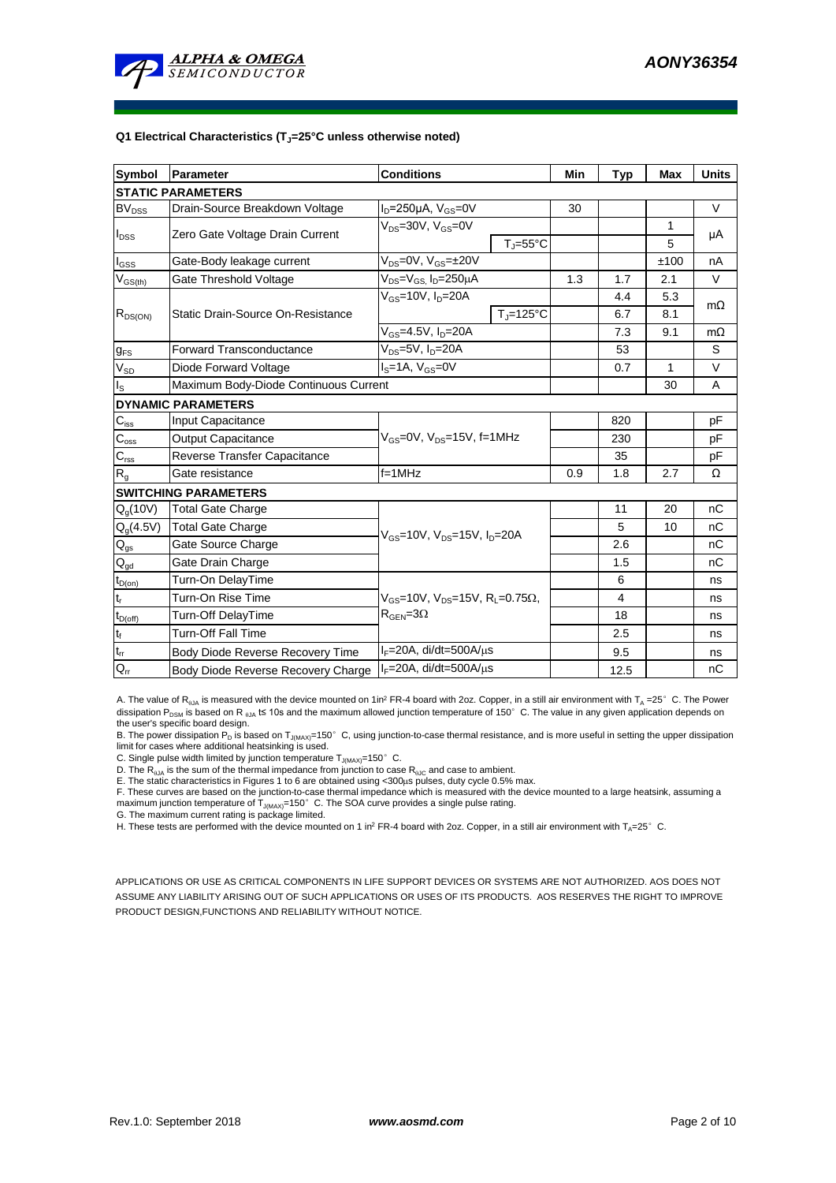**Q1 Electrical Characteristics ($T_J$=25°C unless otherwise noted)**

| Symbol | Parameter | Conditions | | Min | Typ | Max | Units |
|---|---|---|---|---|---|---|---|
| **STATIC PARAMETERS** | | | | | | | |
| $BV_{DSS}$ | Drain-Source Breakdown Voltage | $I_D$=250µA, $V_{GS}$=0V | | 30 | | | V |
| $I_{DSS}$ | Zero Gate Voltage Drain Current | $V_{DS}$=30V, $V_{GS}$=0V | | | | 1 | µA |
| | | | $T_J$=55°C | | | 5 | |
| $I_{GSS}$ | Gate-Body leakage current | $V_{DS}$=0V, $V_{GS}$=±20V | | | | ±100 | nA |
| $V_{GS(th)}$ | Gate Threshold Voltage | $V_{DS}$=$V_{GS}$, $I_D$=250µA | | 1.3 | 1.7 | 2.1 | V |
| $R_{DS(ON)}$ | Static Drain-Source On-Resistance | $V_{GS}$=10V, $I_D$=20A | | | 4.4 | 5.3 | mΩ |
| | | | $T_J$=125°C | | 6.7 | 8.1 | |
| | | $V_{GS}$=4.5V, $I_D$=20A | | | 7.3 | 9.1 | mΩ |
| $g_{FS}$ | Forward Transconductance | $V_{DS}$=5V, $I_D$=20A | | | 53 | | S |
| $V_{SD}$ | Diode Forward Voltage | $I_S$=1A, $V_{GS}$=0V | | | 0.7 | 1 | V |
| $I_S$ | Maximum Body-Diode Continuous Current | | | | | 30 | A |
| **DYNAMIC PARAMETERS** | | | | | | | |
| $C_{iss}$ | Input Capacitance | $V_{GS}$=0V, $V_{DS}$=15V, f=1MHz | | | 820 | | pF |
| $C_{oss}$ | Output Capacitance | | | | 230 | | pF |
| $C_{rss}$ | Reverse Transfer Capacitance | | | | 35 | | pF |
| $R_g$ | Gate resistance | f=1MHz | | 0.9 | 1.8 | 2.7 | Ω |
| **SWITCHING PARAMETERS** | | | | | | | |
| $Q_g$(10V) | Total Gate Charge | $V_{GS}$=10V, $V_{DS}$=15V, $I_D$=20A | | | 11 | 20 | nC |
| $Q_g$(4.5V) | Total Gate Charge | | | | 5 | 10 | nC |
| $Q_{gs}$ | Gate Source Charge | | | | 2.6 | | nC |
| $Q_{gd}$ | Gate Drain Charge | | | | 1.5 | | nC |
| $t_{D(on)}$ | Turn-On DelayTime | $V_{GS}$=10V, $V_{DS}$=15V, $R_L$=0.75Ω, $R_{GEN}$=3Ω | | | 6 | | ns |
| $t_r$ | Turn-On Rise Time | | | | 4 | | ns |
| $t_{D(off)}$ | Turn-Off DelayTime | | | | 18 | | ns |
| $t_f$ | Turn-Off Fall Time | | | | 2.5 | | ns |
| $t_{rr}$ | Body Diode Reverse Recovery Time | $I_F$=20A, di/dt=500A/µs | | | 9.5 | | ns |
| $Q_{rr}$ | Body Diode Reverse Recovery Charge | $I_F$=20A, di/dt=500A/µs | | | 12.5 | | nC |

A. The value of $R_{\theta JA}$ is measured with the device mounted on 1in² FR-4 board with 2oz. Copper, in a still air environment with $T_A$ =25° C. The Power dissipation $P_{DSM}$ is based on R $_{\theta JA}$ t≤ 10s and the maximum allowed junction temperature of 150° C. The value in any given application depends on the user's specific board design.

B. The power dissipation $P_D$ is based on $T_{J(MAX)}$=150° C, using junction-to-case thermal resistance, and is more useful in setting the upper dissipation limit for cases where additional heatsinking is used.

C. Single pulse width limited by junction temperature $T_{J(MAX)}$=150° C.

D. The $R_{\theta JA}$ is the sum of the thermal impedance from junction to case $R_{\theta JC}$ and case to ambient.

E. The static characteristics in Figures 1 to 6 are obtained using <300µs pulses, duty cycle 0.5% max.

F. These curves are based on the junction-to-case thermal impedance which is measured with the device mounted to a large heatsink, assuming a maximum junction temperature of $T_{J(MAX)}$=150° C. The SOA curve provides a single pulse rating.

G. The maximum current rating is package limited.

H. These tests are performed with the device mounted on 1 in² FR-4 board with 2oz. Copper, in a still air environment with $T_A$=25° C.

APPLICATIONS OR USE AS CRITICAL COMPONENTS IN LIFE SUPPORT DEVICES OR SYSTEMS ARE NOT AUTHORIZED. AOS DOES NOT ASSUME ANY LIABILITY ARISING OUT OF SUCH APPLICATIONS OR USES OF ITS PRODUCTS. AOS RESERVES THE RIGHT TO IMPROVE PRODUCT DESIGN,FUNCTIONS AND RELIABILITY WITHOUT NOTICE.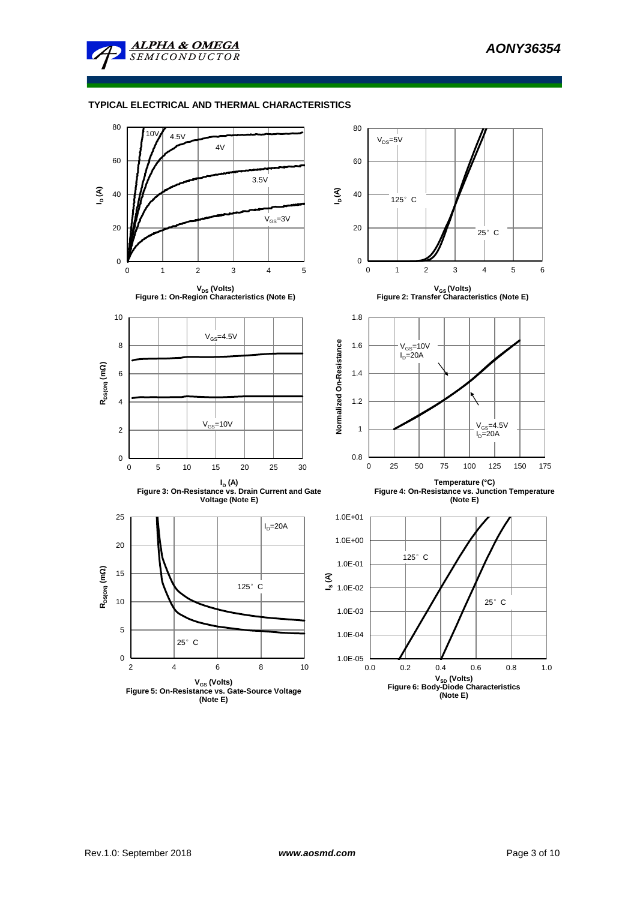## TYPICAL ELECTRICAL AND THERMAL CHARACTERISTICS

Figure 1: On-Region Characteristics (Note E)

Figure 2: Transfer Characteristics (Note E)

Figure 3: On-Resistance vs. Drain Current and Gate Voltage (Note E)

Figure 4: On-Resistance vs. Junction Temperature (Note E)

Figure 5: On-Resistance vs. Gate-Source Voltage (Note E)

Figure 6: Body-Diode Characteristics (Note E)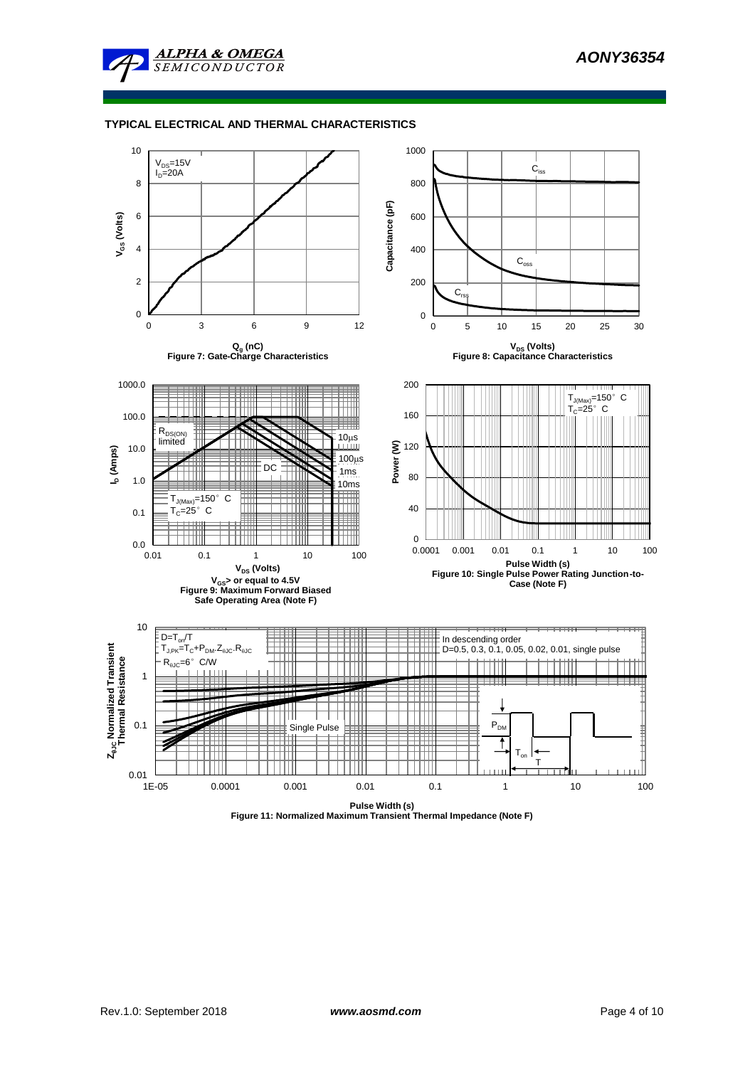## TYPICAL ELECTRICAL AND THERMAL CHARACTERISTICS

$V_{DS}$=15V
$I_D$=20A

Figure 7: Gate-Charge Characteristics

Figure 8: Capacitance Characteristics

Figure 9: Maximum Forward Biased Safe Operating Area (Note F)

Figure 10: Single Pulse Power Rating Junction-to-Case (Note F)

Figure 11: Normalized Maximum Transient Thermal Impedance (Note F)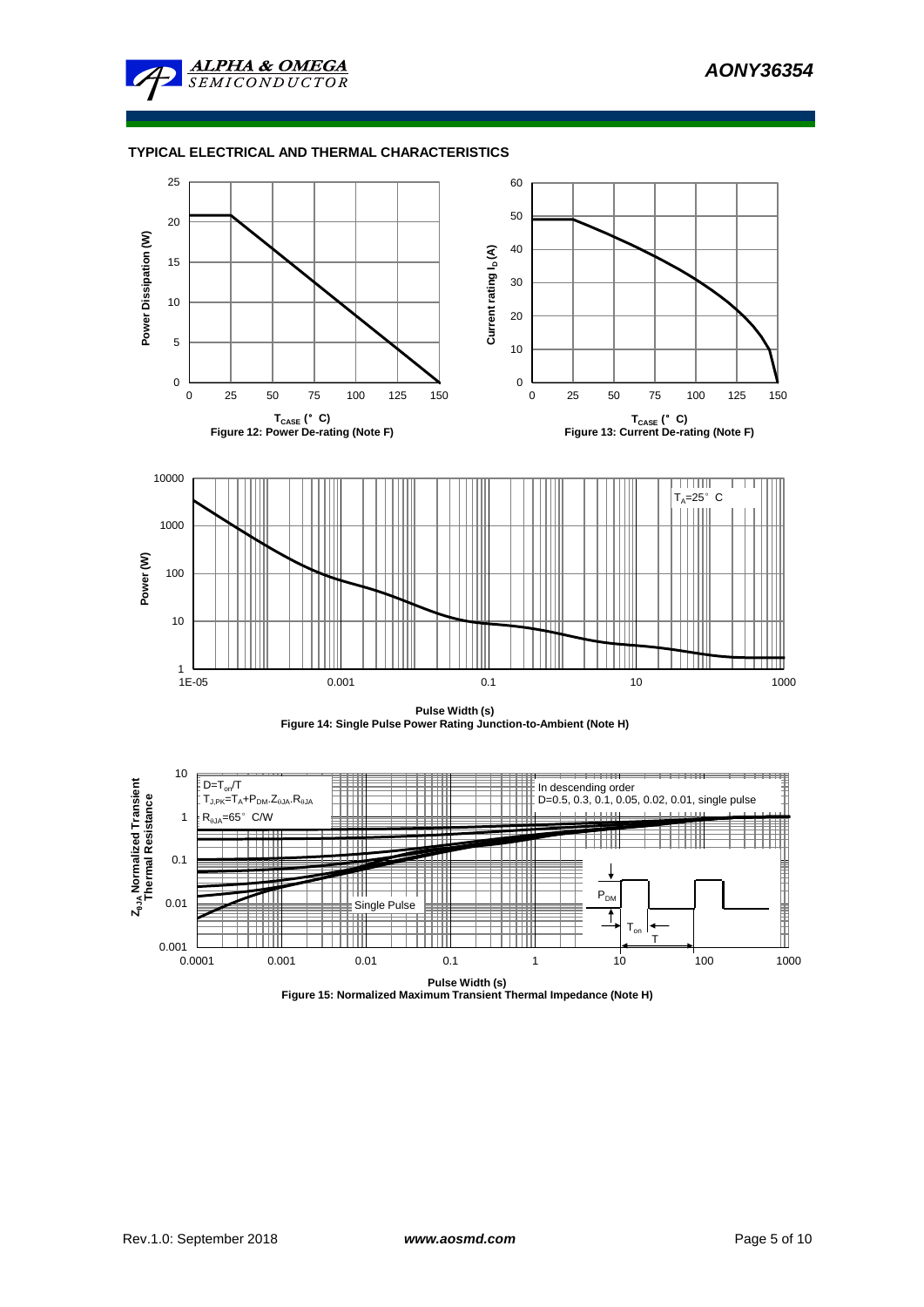## TYPICAL ELECTRICAL AND THERMAL CHARACTERISTICS

Figure 12: Power De-rating (Note F)

Figure 13: Current De-rating (Note F)

Figure 14: Single Pulse Power Rating Junction-to-Ambient (Note H)

Figure 15: Normalized Maximum Transient Thermal Impedance (Note H)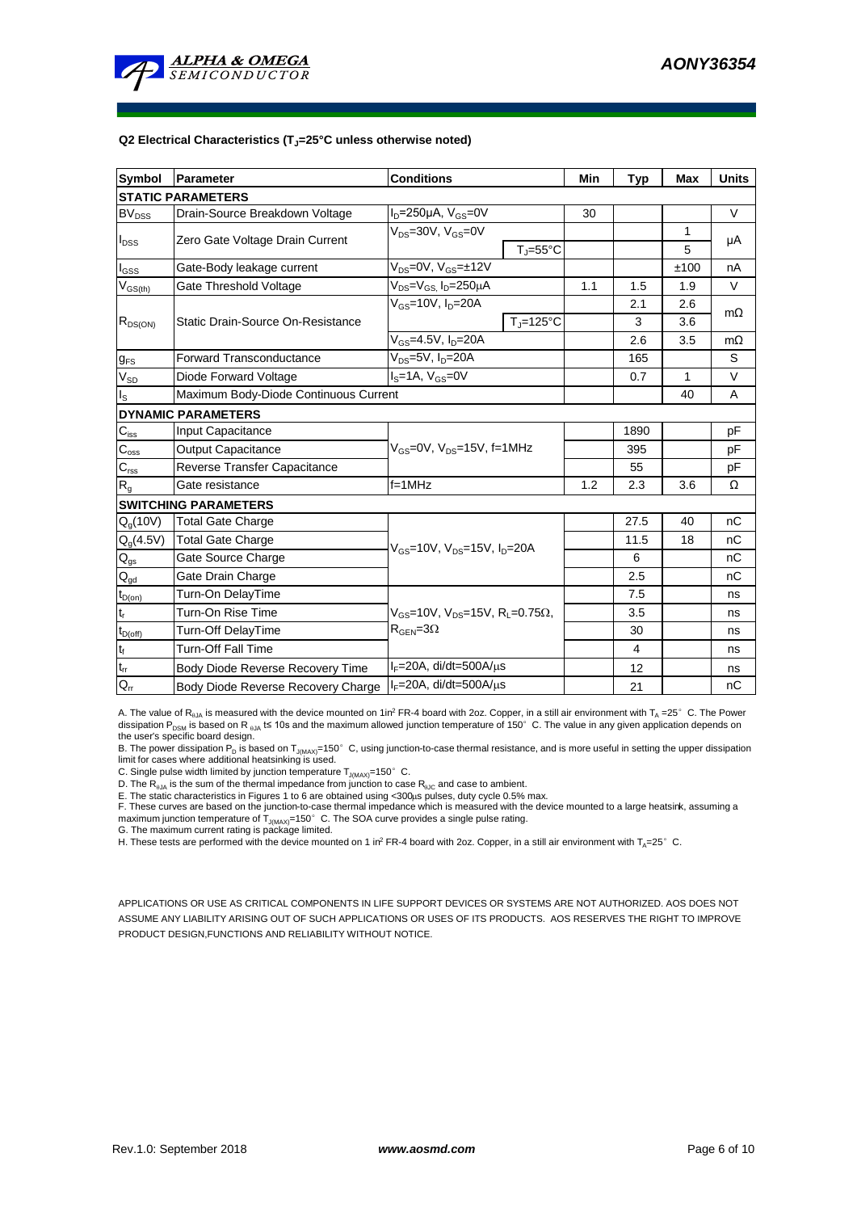**Q2 Electrical Characteristics ($T_J$=25°C unless otherwise noted)**

| Symbol | Parameter | Conditions | Min | Typ | Max | Units |
|---|---|---|---|---|---|---|
| **STATIC PARAMETERS** | | | | | | |
| $BV_{DSS}$ | Drain-Source Breakdown Voltage | $I_D$=250µA, $V_{GS}$=0V | 30 | | | V |
| $I_{DSS}$ | Zero Gate Voltage Drain Current | $V_{DS}$=30V, $V_{GS}$=0V | | | 1 | µA |
| | | $T_J$=55°C | | | 5 | |
| $I_{GSS}$ | Gate-Body leakage current | $V_{DS}$=0V, $V_{GS}$=±12V | | | ±100 | nA |
| $V_{GS(th)}$ | Gate Threshold Voltage | $V_{DS}$=$V_{GS}$, $I_D$=250µA | 1.1 | 1.5 | 1.9 | V |
| $R_{DS(ON)}$ | Static Drain-Source On-Resistance | $V_{GS}$=10V, $I_D$=20A | | 2.1 | 2.6 | mΩ |
| | | $T_J$=125°C | | 3 | 3.6 | |
| | | $V_{GS}$=4.5V, $I_D$=20A | | 2.6 | 3.5 | mΩ |
| $g_{FS}$ | Forward Transconductance | $V_{DS}$=5V, $I_D$=20A | | 165 | | S |
| $V_{SD}$ | Diode Forward Voltage | $I_S$=1A, $V_{GS}$=0V | | 0.7 | 1 | V |
| $I_S$ | Maximum Body-Diode Continuous Current | | | | 40 | A |
| **DYNAMIC PARAMETERS** | | | | | | |
| $C_{iss}$ | Input Capacitance | $V_{GS}$=0V, $V_{DS}$=15V, f=1MHz | | 1890 | | pF |
| $C_{oss}$ | Output Capacitance | | | 395 | | pF |
| $C_{rss}$ | Reverse Transfer Capacitance | | | 55 | | pF |
| $R_g$ | Gate resistance | f=1MHz | 1.2 | 2.3 | 3.6 | Ω |
| **SWITCHING PARAMETERS** | | | | | | |
| $Q_g$(10V) | Total Gate Charge | $V_{GS}$=10V, $V_{DS}$=15V, $I_D$=20A | | 27.5 | 40 | nC |
| $Q_g$(4.5V) | Total Gate Charge | | | 11.5 | 18 | nC |
| $Q_{gs}$ | Gate Source Charge | | | 6 | | nC |
| $Q_{gd}$ | Gate Drain Charge | | | 2.5 | | nC |
| $t_{D(on)}$ | Turn-On DelayTime | $V_{GS}$=10V, $V_{DS}$=15V, $R_L$=0.75Ω, $R_{GEN}$=3Ω | | 7.5 | | ns |
| $t_r$ | Turn-On Rise Time | | | 3.5 | | ns |
| $t_{D(off)}$ | Turn-Off DelayTime | | | 30 | | ns |
| $t_f$ | Turn-Off Fall Time | | | 4 | | ns |
| $t_{rr}$ | Body Diode Reverse Recovery Time | $I_F$=20A, di/dt=500A/µs | | 12 | | ns |
| $Q_{rr}$ | Body Diode Reverse Recovery Charge | $I_F$=20A, di/dt=500A/µs | | 21 | | nC |

A. The value of $R_{\theta JA}$ is measured with the device mounted on 1in² FR-4 board with 2oz. Copper, in a still air environment with $T_A$ =25° C. The Power dissipation $P_{DSM}$ is based on R $_{\theta JA}$ t≤ 10s and the maximum allowed junction temperature of 150° C. The value in any given application depends on the user's specific board design.

B. The power dissipation $P_D$ is based on $T_{J(MAX)}$=150° C, using junction-to-case thermal resistance, and is more useful in setting the upper dissipation limit for cases where additional heatsinking is used.

C. Single pulse width limited by junction temperature $T_{J(MAX)}$=150° C.

D. The $R_{\theta JA}$ is the sum of the thermal impedance from junction to case $R_{\theta JC}$ and case to ambient.

E. The static characteristics in Figures 1 to 6 are obtained using <300µs pulses, duty cycle 0.5% max.

F. These curves are based on the junction-to-case thermal impedance which is measured with the device mounted to a large heatsink, assuming a maximum junction temperature of $T_{J(MAX)}$=150° C. The SOA curve provides a single pulse rating.

G. The maximum current rating is package limited.

H. These tests are performed with the device mounted on 1 in² FR-4 board with 2oz. Copper, in a still air environment with $T_A$=25° C.

APPLICATIONS OR USE AS CRITICAL COMPONENTS IN LIFE SUPPORT DEVICES OR SYSTEMS ARE NOT AUTHORIZED. AOS DOES NOT ASSUME ANY LIABILITY ARISING OUT OF SUCH APPLICATIONS OR USES OF ITS PRODUCTS. AOS RESERVES THE RIGHT TO IMPROVE PRODUCT DESIGN,FUNCTIONS AND RELIABILITY WITHOUT NOTICE.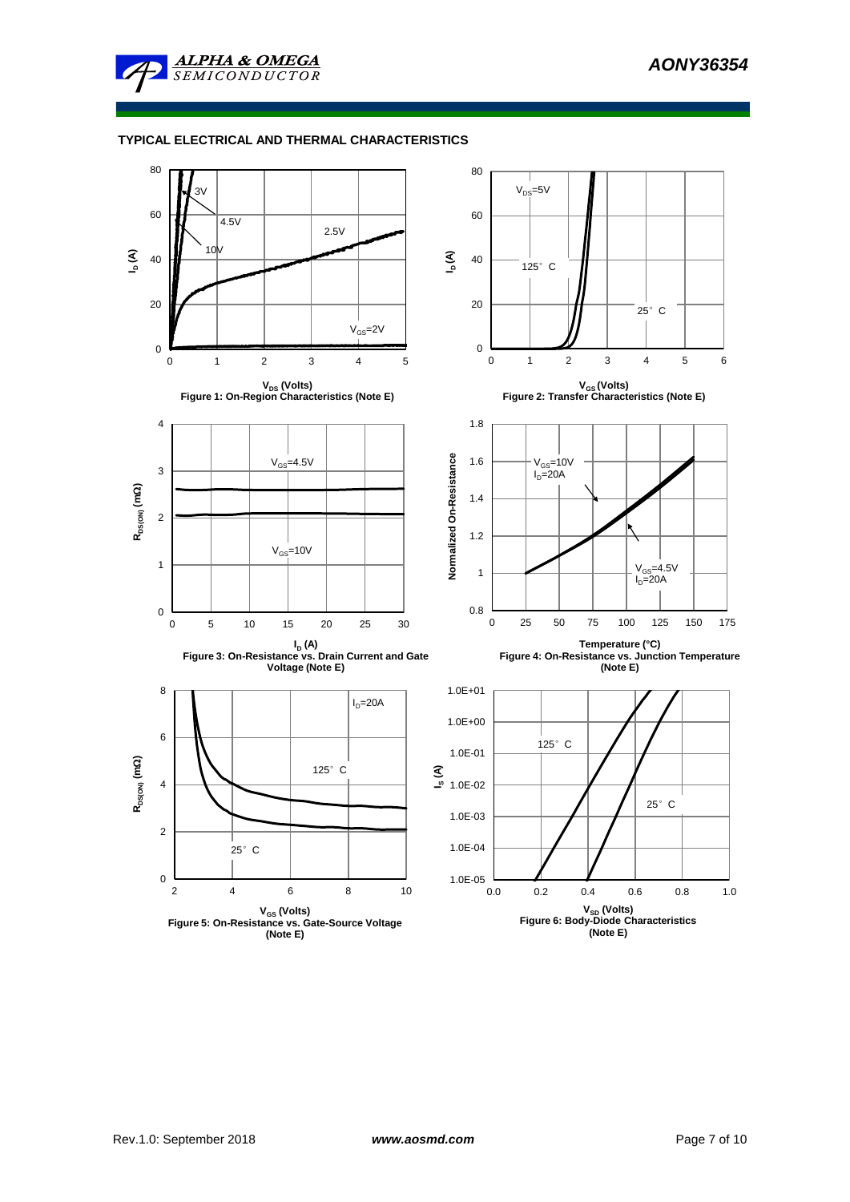## TYPICAL ELECTRICAL AND THERMAL CHARACTERISTICS

Figure 1: On-Region Characteristics (Note E)

Figure 2: Transfer Characteristics (Note E)

Figure 3: On-Resistance vs. Drain Current and Gate Voltage (Note E)

Figure 4: On-Resistance vs. Junction Temperature (Note E)

Figure 5: On-Resistance vs. Gate-Source Voltage (Note E)

Figure 6: Body-Diode Characteristics (Note E)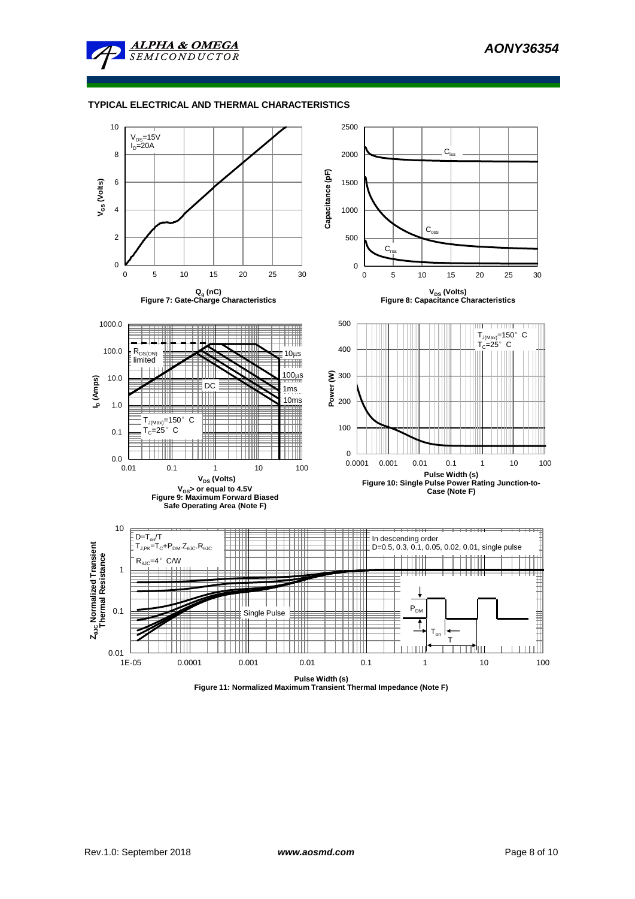## TYPICAL ELECTRICAL AND THERMAL CHARACTERISTICS

$V_{DS}$=15V
$I_D$=20A

$V_{GS}$ (Volts)

$Q_g$ (nC)

Figure 7: Gate-Charge Characteristics

$C_{iss}$

$C_{oss}$

$C_{rss}$

Capacitance (pF)

$V_{DS}$ (Volts)

Figure 8: Capacitance Characteristics

$R_{DS(ON)}$ limited

10µs

100µs

1ms

10ms

DC

$T_{J(Max)}$=150° C
$T_C$=25° C

$I_D$ (Amps)

$V_{DS}$ (Volts)

$V_{GS}$> or equal to 4.5V

Figure 9: Maximum Forward Biased Safe Operating Area (Note F)

$T_{J(Max)}$=150° C
$T_C$=25° C

Power (W)

Pulse Width (s)

Figure 10: Single Pulse Power Rating Junction-to-Case (Note F)

D=$T_{on}$/T
$T_{J,PK}=T_C+P_{DM}.Z_{\theta JC}.R_{\theta JC}$
$R_{\theta JC}$=4° C/W

In descending order
D=0.5, 0.3, 0.1, 0.05, 0.02, 0.01, single pulse

Single Pulse

$P_{DM}$

$T_{on}$

T

$Z_{\theta JC}$ Normalized Transient Thermal Resistance

Pulse Width (s)

Figure 11: Normalized Maximum Transient Thermal Impedance (Note F)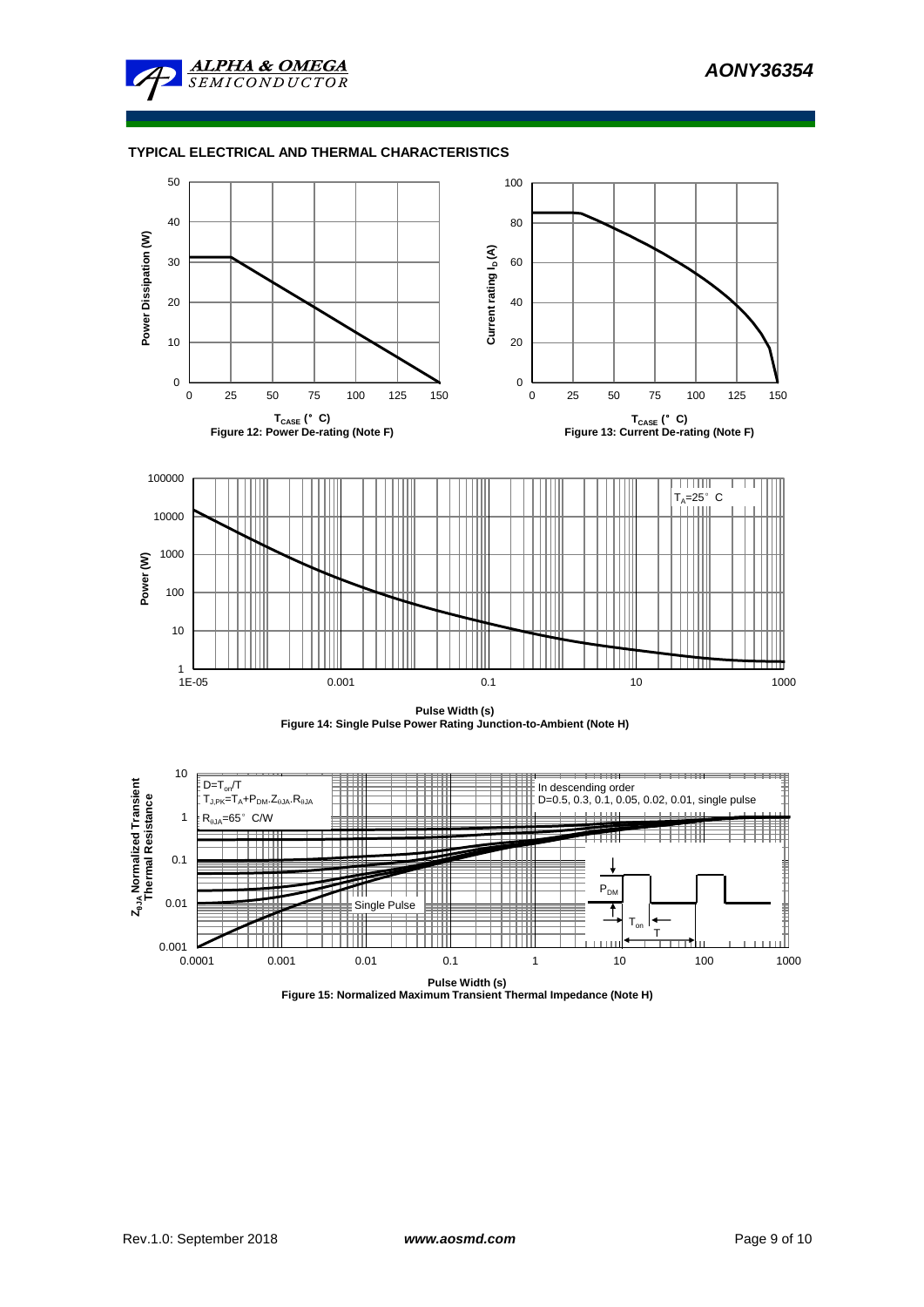## TYPICAL ELECTRICAL AND THERMAL CHARACTERISTICS

Figure 12: Power De-rating (Note F)

Figure 13: Current De-rating (Note F)

Figure 14: Single Pulse Power Rating Junction-to-Ambient (Note H)

Figure 15: Normalized Maximum Transient Thermal Impedance (Note H)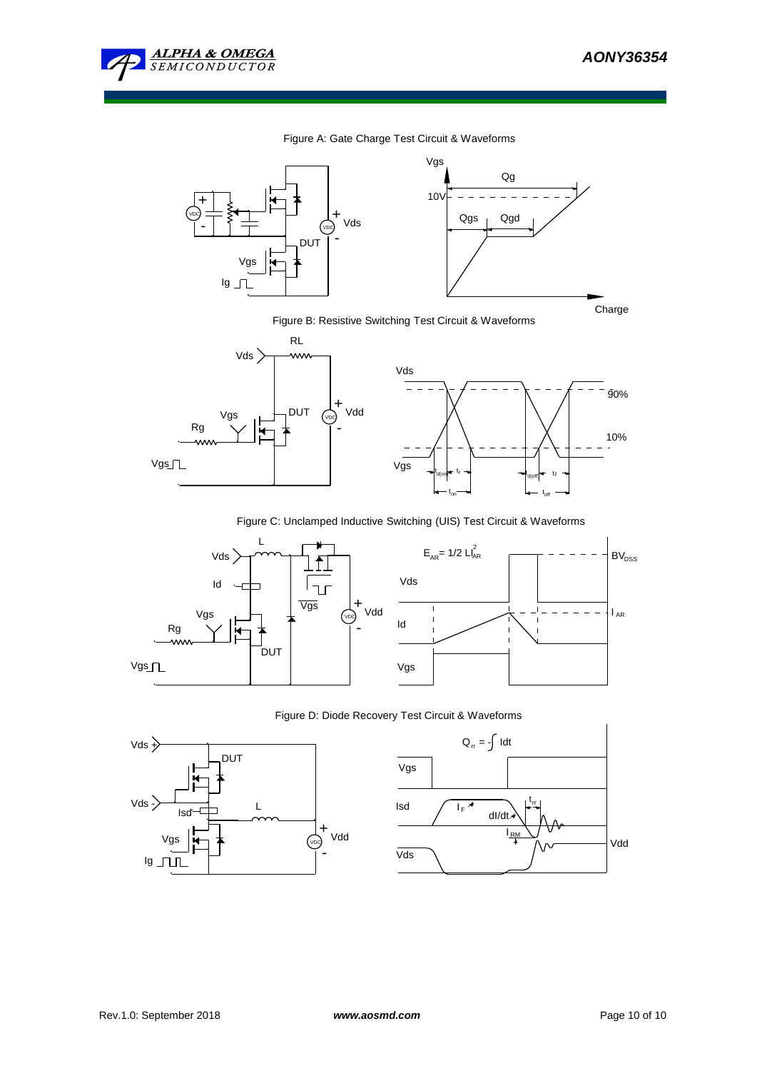Figure A: Gate Charge Test Circuit & Waveforms

VDC
+
-
Vds
DUT
Vgs
Ig
Vgs
Qg
10V
Qgs
Qgd
Charge

Figure B: Resistive Switching Test Circuit & Waveforms

RL
Vds
Vgs
DUT
Vdd
Rg
Vgs
Vds
90%
10%
Vgs
$t_{d(on)}$
$t_r$
$t_{on}$
$t_{d(off)}$
$t_f$
$t_{off}$

Figure C: Unclamped Inductive Switching (UIS) Test Circuit & Waveforms

L
Vds
Id
Vgs
Rg
DUT
Vgs
Vdd
$E_{AR} = 1/2\ L I_{AR}^2$
$BV_{DSS}$
Vds
Id
$I_{AR}$
Vgs

Figure D: Diode Recovery Test Circuit & Waveforms

Vds +
DUT
Vds -
Isd
L
Vgs
Ig
Vdd
$Q_{rr} = -\int Idt$
Vgs
Isd
$I_F$
dI/dt
$t_{rr}$
$I_{RM}$
Vdd
Vds